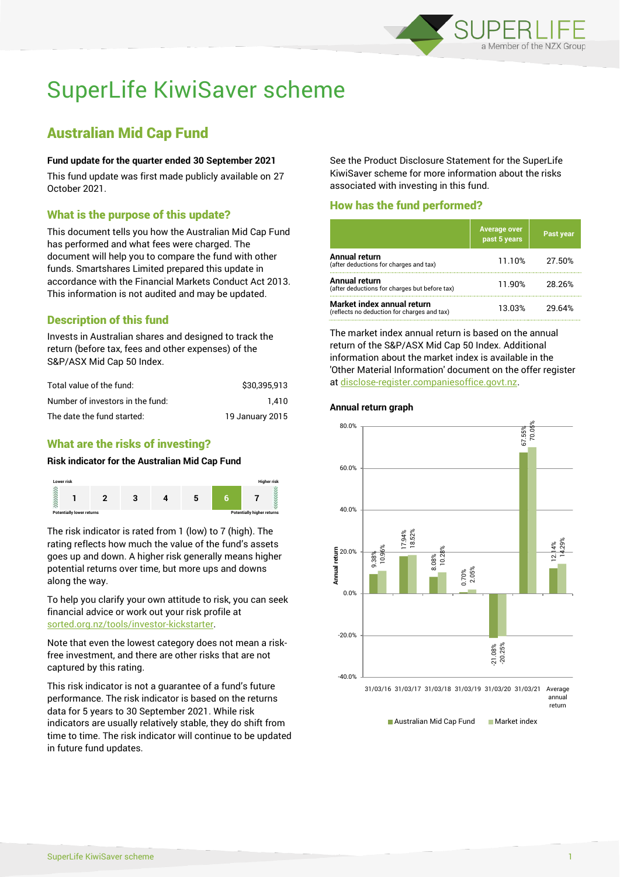# SuperLife KiwiSaver scheme

## Australian Mid Cap Fund

**Fund update for the quarter ended 30 September 2021**

This fund update was first made publicly available on 27 October 2021.

### What is the purpose of this update?

This document tells you how the Australian Mid Cap Fund has performed and what fees were charged. The document will help you to compare the fund with other funds. Smartshares Limited prepared this update in accordance with the Financial Markets Conduct Act 2013. This information is not audited and may be updated.

### Description of this fund

Invests in Australian shares and designed to track the return (before tax, fees and other expenses) of the S&P/ASX Mid Cap 50 Index.

| | |
|---|---|
| Total value of the fund: | $30,395,913 |
| Number of investors in the fund: | 1,410 |
| The date the fund started: | 19 January 2015 |

### What are the risks of investing?

**Risk indicator for the Australian Mid Cap Fund**

| Lower risk | | | | | | Higher risk |
|---|---|---|---|---|---|---|
| 1 | 2 | 3 | 4 | 5 | **6** | 7 |
| Potentially lower returns | | | | | | Potentially higher returns |

The risk indicator is rated from 1 (low) to 7 (high). The rating reflects how much the value of the fund's assets goes up and down. A higher risk generally means higher potential returns over time, but more ups and downs along the way.

To help you clarify your own attitude to risk, you can seek financial advice or work out your risk profile at sorted.org.nz/tools/investor-kickstarter.

Note that even the lowest category does not mean a risk-free investment, and there are other risks that are not captured by this rating.

This risk indicator is not a guarantee of a fund's future performance. The risk indicator is based on the returns data for 5 years to 30 September 2021. While risk indicators are usually relatively stable, they do shift from time to time. The risk indicator will continue to be updated in future fund updates.

See the Product Disclosure Statement for the SuperLife KiwiSaver scheme for more information about the risks associated with investing in this fund.

### How has the fund performed?

| | Average over past 5 years | Past year |
|---|---|---|
| **Annual return** (after deductions for charges and tax) | 11.10% | 27.50% |
| **Annual return** (after deductions for charges but before tax) | 11.90% | 28.26% |
| **Market index annual return** (reflects no deduction for charges and tax) | 13.03% | 29.64% |

The market index annual return is based on the annual return of the S&P/ASX Mid Cap 50 Index. Additional information about the market index is available in the 'Other Material Information' document on the offer register at disclose-register.companiesoffice.govt.nz.

**Annual return graph**

| | Australian Mid Cap Fund | Market index |
|---|---|---|
| 31/03/16 | 9.38% | 10.96% |
| 31/03/17 | 17.94% | 18.52% |
| 31/03/18 | 8.08% | 10.28% |
| 31/03/19 | 0.70% | 2.05% |
| 31/03/20 | -21.08% | -20.25% |
| 31/03/21 | 67.55% | 70.05% |
| Average annual return | 12.14% | 14.29% |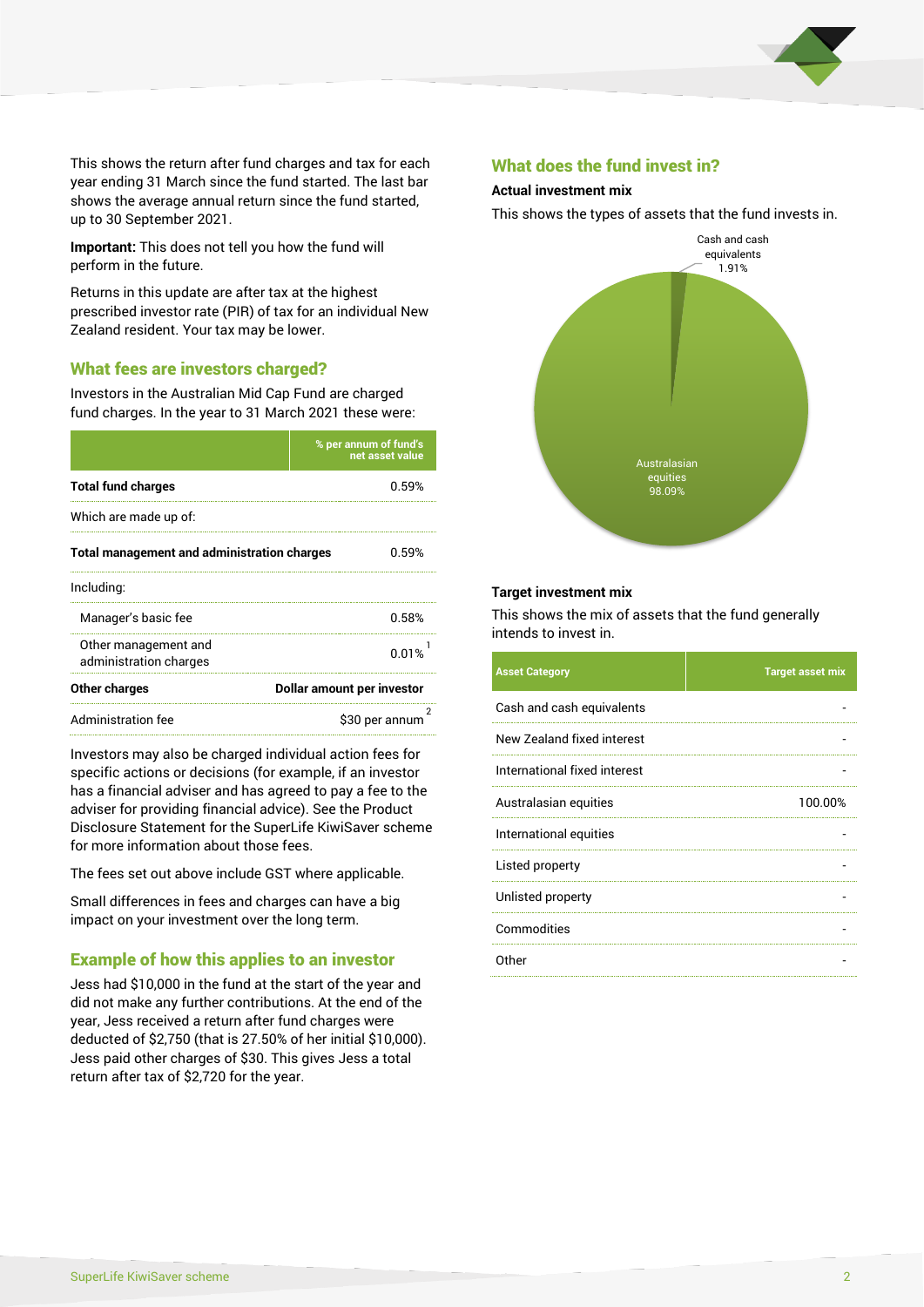This shows the return after fund charges and tax for each year ending 31 March since the fund started. The last bar shows the average annual return since the fund started, up to 30 September 2021.

**Important:** This does not tell you how the fund will perform in the future.

Returns in this update are after tax at the highest prescribed investor rate (PIR) of tax for an individual New Zealand resident. Your tax may be lower.

## What fees are investors charged?

Investors in the Australian Mid Cap Fund are charged fund charges. In the year to 31 March 2021 these were:

| | % per annum of fund's net asset value |
|---|---|
| **Total fund charges** | 0.59% |
| Which are made up of: | |
| **Total management and administration charges** | 0.59% |
| Including: | |
| Manager's basic fee | 0.58% |
| Other management and administration charges | 0.01% [1] |
| **Other charges** | **Dollar amount per investor** |
| Administration fee | $30 per annum [2] |

Investors may also be charged individual action fees for specific actions or decisions (for example, if an investor has a financial adviser and has agreed to pay a fee to the adviser for providing financial advice). See the Product Disclosure Statement for the SuperLife KiwiSaver scheme for more information about those fees.

The fees set out above include GST where applicable.

Small differences in fees and charges can have a big impact on your investment over the long term.

## Example of how this applies to an investor

Jess had $10,000 in the fund at the start of the year and did not make any further contributions. At the end of the year, Jess received a return after fund charges were deducted of $2,750 (that is 27.50% of her initial $10,000). Jess paid other charges of $30. This gives Jess a total return after tax of $2,720 for the year.

## What does the fund invest in?

### Actual investment mix

This shows the types of assets that the fund invests in.

Cash and cash equivalents 1.91%

Australasian equities 98.09%

### Target investment mix

This shows the mix of assets that the fund generally intends to invest in.

| Asset Category | Target asset mix |
|---|---|
| Cash and cash equivalents | - |
| New Zealand fixed interest | - |
| International fixed interest | - |
| Australasian equities | 100.00% |
| International equities | - |
| Listed property | - |
| Unlisted property | - |
| Commodities | - |
| Other | - |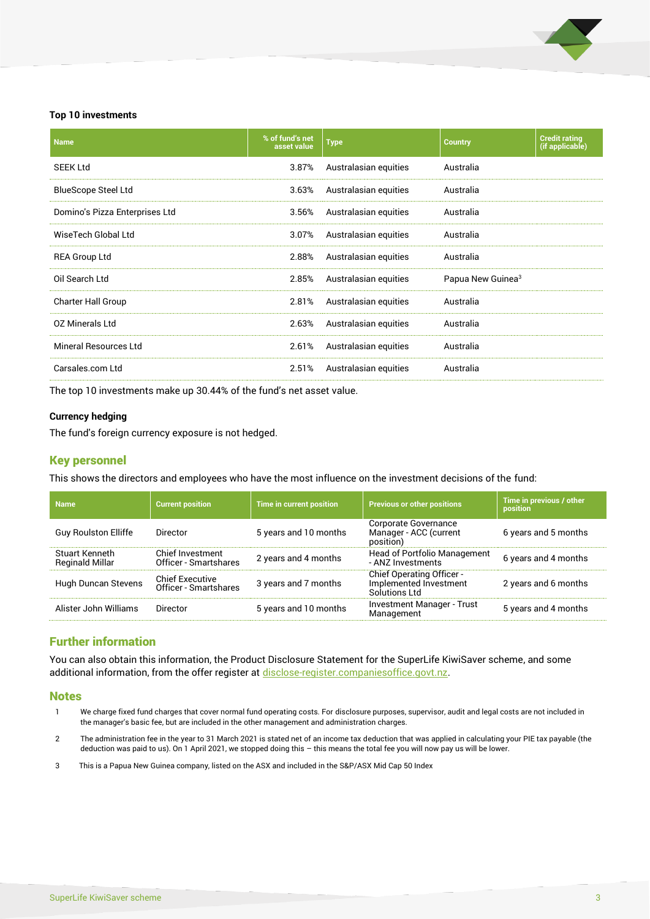### Top 10 investments

| Name | % of fund's net asset value | Type | Country | Credit rating (if applicable) |
|---|---|---|---|---|
| SEEK Ltd | 3.87% | Australasian equities | Australia | |
| BlueScope Steel Ltd | 3.63% | Australasian equities | Australia | |
| Domino's Pizza Enterprises Ltd | 3.56% | Australasian equities | Australia | |
| WiseTech Global Ltd | 3.07% | Australasian equities | Australia | |
| REA Group Ltd | 2.88% | Australasian equities | Australia | |
| Oil Search Ltd | 2.85% | Australasian equities | Papua New Guinea[3] | |
| Charter Hall Group | 2.81% | Australasian equities | Australia | |
| OZ Minerals Ltd | 2.63% | Australasian equities | Australia | |
| Mineral Resources Ltd | 2.61% | Australasian equities | Australia | |
| Carsales.com Ltd | 2.51% | Australasian equities | Australia | |

The top 10 investments make up 30.44% of the fund's net asset value.

### Currency hedging

The fund's foreign currency exposure is not hedged.

## Key personnel

This shows the directors and employees who have the most influence on the investment decisions of the fund:

| Name | Current position | Time in current position | Previous or other positions | Time in previous / other position |
|---|---|---|---|---|
| Guy Roulston Elliffe | Director | 5 years and 10 months | Corporate Governance Manager - ACC (current position) | 6 years and 5 months |
| Stuart Kenneth Reginald Millar | Chief Investment Officer - Smartshares | 2 years and 4 months | Head of Portfolio Management - ANZ Investments | 6 years and 4 months |
| Hugh Duncan Stevens | Chief Executive Officer - Smartshares | 3 years and 7 months | Chief Operating Officer - Implemented Investment Solutions Ltd | 2 years and 6 months |
| Alister John Williams | Director | 5 years and 10 months | Investment Manager - Trust Management | 5 years and 4 months |

## Further information

You can also obtain this information, the Product Disclosure Statement for the SuperLife KiwiSaver scheme, and some additional information, from the offer register at disclose-register.companiesoffice.govt.nz.

## Notes

1. We charge fixed fund charges that cover normal fund operating costs. For disclosure purposes, supervisor, audit and legal costs are not included in the manager's basic fee, but are included in the other management and administration charges.
2. The administration fee in the year to 31 March 2021 is stated net of an income tax deduction that was applied in calculating your PIE tax payable (the deduction was paid to us). On 1 April 2021, we stopped doing this – this means the total fee you will now pay us will be lower.
3. This is a Papua New Guinea company, listed on the ASX and included in the S&P/ASX Mid Cap 50 Index